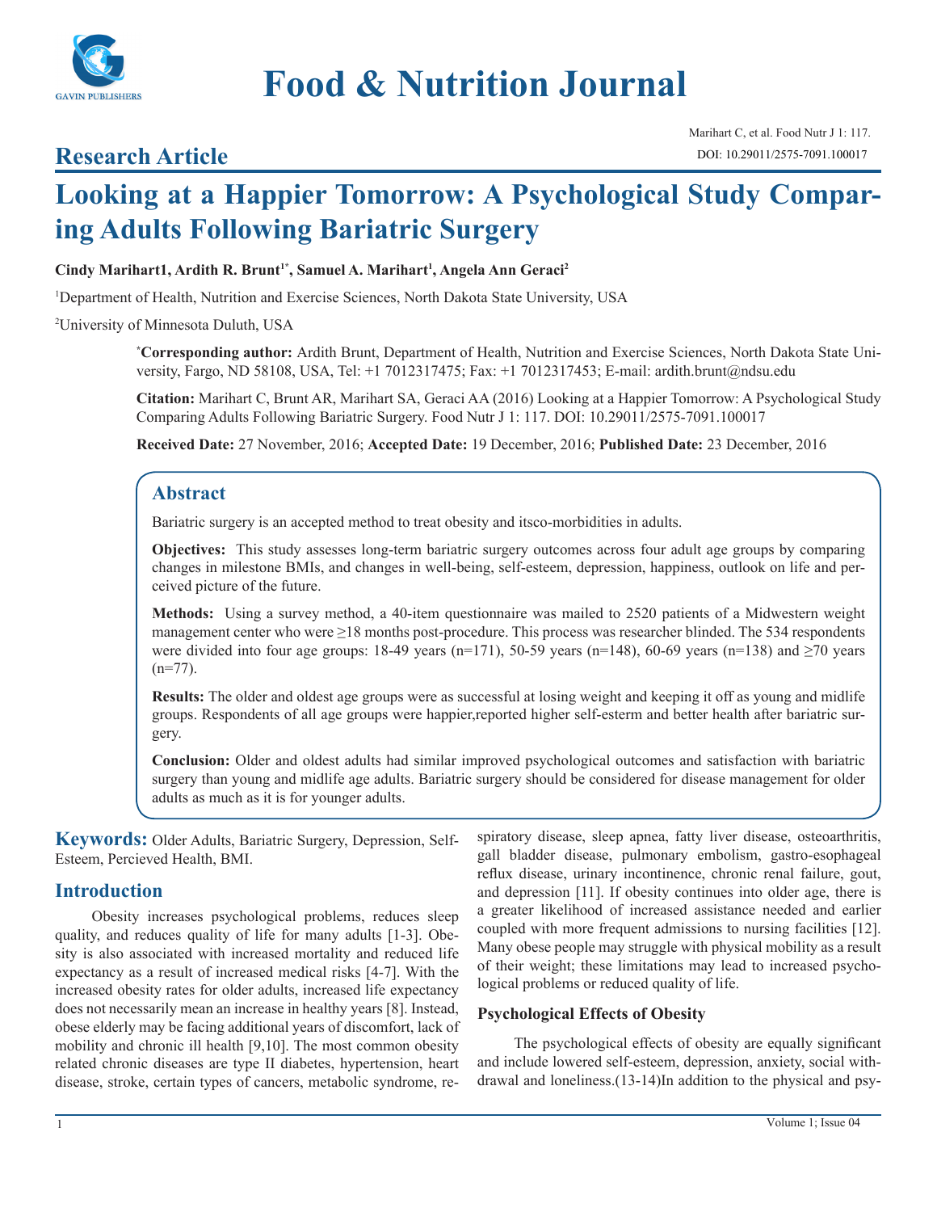# Research Article

# Looking at a Happier Tomorrow: A Psychological Study Comparing Adults Following Bariatric Surgery

**Cindy Marihart1, Ardith R. Brunt[1*], Samuel A. Marihart[1], Angela Ann Geraci[2]**

[1]Department of Health, Nutrition and Exercise Sciences, North Dakota State University, USA

[2]University of Minnesota Duluth, USA

[*]**Corresponding author:** Ardith Brunt, Department of Health, Nutrition and Exercise Sciences, North Dakota State University, Fargo, ND 58108, USA, Tel: +1 7012317475; Fax: +1 7012317453; E-mail: ardith.brunt@ndsu.edu

**Citation:** Marihart C, Brunt AR, Marihart SA, Geraci AA (2016) Looking at a Happier Tomorrow: A Psychological Study Comparing Adults Following Bariatric Surgery. Food Nutr J 1: 117. DOI: 10.29011/2575-7091.100017

**Received Date:** 27 November, 2016; **Accepted Date:** 19 December, 2016; **Published Date:** 23 December, 2016

## Abstract

Bariatric surgery is an accepted method to treat obesity and itsco-morbidities in adults.

**Objectives:** This study assesses long-term bariatric surgery outcomes across four adult age groups by comparing changes in milestone BMIs, and changes in well-being, self-esteem, depression, happiness, outlook on life and perceived picture of the future.

**Methods:** Using a survey method, a 40-item questionnaire was mailed to 2520 patients of a Midwestern weight management center who were ≥18 months post-procedure. This process was researcher blinded. The 534 respondents were divided into four age groups: 18-49 years (n=171), 50-59 years (n=148), 60-69 years (n=138) and ≥70 years (n=77).

**Results:** The older and oldest age groups were as successful at losing weight and keeping it off as young and midlife groups. Respondents of all age groups were happier,reported higher self-esterm and better health after bariatric surgery.

**Conclusion:** Older and oldest adults had similar improved psychological outcomes and satisfaction with bariatric surgery than young and midlife age adults. Bariatric surgery should be considered for disease management for older adults as much as it is for younger adults.

**Keywords:** Older Adults, Bariatric Surgery, Depression, Self-Esteem, Percieved Health, BMI.

## Introduction

Obesity increases psychological problems, reduces sleep quality, and reduces quality of life for many adults [1-3]. Obesity is also associated with increased mortality and reduced life expectancy as a result of increased medical risks [4-7]. With the increased obesity rates for older adults, increased life expectancy does not necessarily mean an increase in healthy years [8]. Instead, obese elderly may be facing additional years of discomfort, lack of mobility and chronic ill health [9,10]. The most common obesity related chronic diseases are type II diabetes, hypertension, heart disease, stroke, certain types of cancers, metabolic syndrome, respiratory disease, sleep apnea, fatty liver disease, osteoarthritis, gall bladder disease, pulmonary embolism, gastro-esophageal reflux disease, urinary incontinence, chronic renal failure, gout, and depression [11]. If obesity continues into older age, there is a greater likelihood of increased assistance needed and earlier coupled with more frequent admissions to nursing facilities [12]. Many obese people may struggle with physical mobility as a result of their weight; these limitations may lead to increased psychological problems or reduced quality of life.

### Psychological Effects of Obesity

The psychological effects of obesity are equally significant and include lowered self-esteem, depression, anxiety, social withdrawal and loneliness.(13-14)In addition to the physical and psy-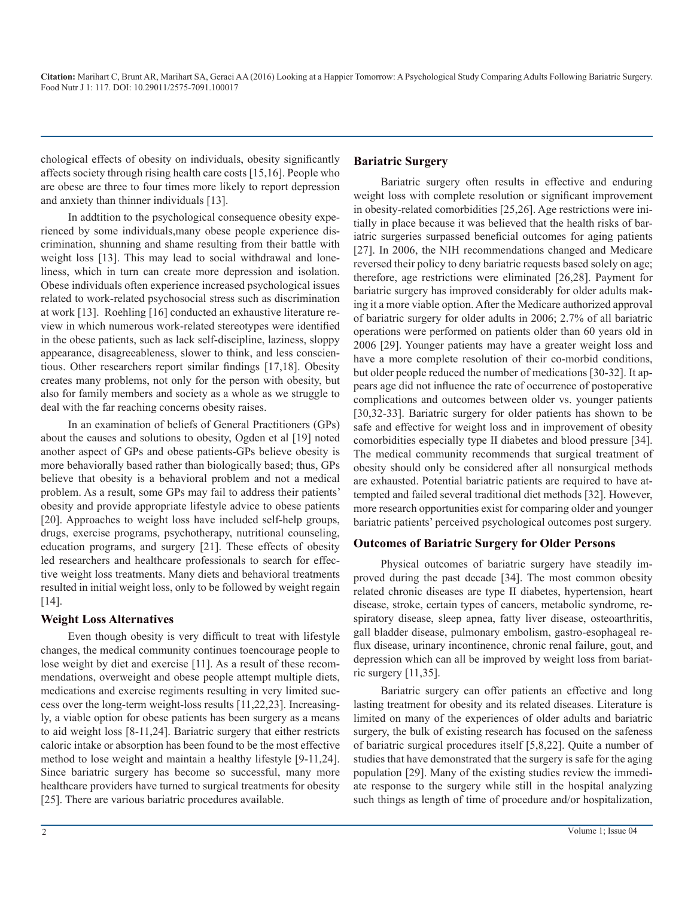chological effects of obesity on individuals, obesity significantly affects society through rising health care costs [15,16]. People who are obese are three to four times more likely to report depression and anxiety than thinner individuals [13].

In addtition to the psychological consequence obesity experienced by some individuals,many obese people experience discrimination, shunning and shame resulting from their battle with weight loss [13]. This may lead to social withdrawal and loneliness, which in turn can create more depression and isolation. Obese individuals often experience increased psychological issues related to work-related psychosocial stress such as discrimination at work [13]. Roehling [16] conducted an exhaustive literature review in which numerous work-related stereotypes were identified in the obese patients, such as lack self-discipline, laziness, sloppy appearance, disagreeableness, slower to think, and less conscientious. Other researchers report similar findings [17,18]. Obesity creates many problems, not only for the person with obesity, but also for family members and society as a whole as we struggle to deal with the far reaching concerns obesity raises.

In an examination of beliefs of General Practitioners (GPs) about the causes and solutions to obesity, Ogden et al [19] noted another aspect of GPs and obese patients-GPs believe obesity is more behaviorally based rather than biologically based; thus, GPs believe that obesity is a behavioral problem and not a medical problem. As a result, some GPs may fail to address their patients' obesity and provide appropriate lifestyle advice to obese patients [20]. Approaches to weight loss have included self-help groups, drugs, exercise programs, psychotherapy, nutritional counseling, education programs, and surgery [21]. These effects of obesity led researchers and healthcare professionals to search for effective weight loss treatments. Many diets and behavioral treatments resulted in initial weight loss, only to be followed by weight regain [14].

## Weight Loss Alternatives

Even though obesity is very difficult to treat with lifestyle changes, the medical community continues toencourage people to lose weight by diet and exercise [11]. As a result of these recommendations, overweight and obese people attempt multiple diets, medications and exercise regiments resulting in very limited success over the long-term weight-loss results [11,22,23]. Increasingly, a viable option for obese patients has been surgery as a means to aid weight loss [8-11,24]. Bariatric surgery that either restricts caloric intake or absorption has been found to be the most effective method to lose weight and maintain a healthy lifestyle [9-11,24]. Since bariatric surgery has become so successful, many more healthcare providers have turned to surgical treatments for obesity [25]. There are various bariatric procedures available.

## Bariatric Surgery

Bariatric surgery often results in effective and enduring weight loss with complete resolution or significant improvement in obesity-related comorbidities [25,26]. Age restrictions were initially in place because it was believed that the health risks of bariatric surgeries surpassed beneficial outcomes for aging patients [27]. In 2006, the NIH recommendations changed and Medicare reversed their policy to deny bariatric requests based solely on age; therefore, age restrictions were eliminated [26,28]. Payment for bariatric surgery has improved considerably for older adults making it a more viable option. After the Medicare authorized approval of bariatric surgery for older adults in 2006; 2.7% of all bariatric operations were performed on patients older than 60 years old in 2006 [29]. Younger patients may have a greater weight loss and have a more complete resolution of their co-morbid conditions, but older people reduced the number of medications [30-32]. It appears age did not influence the rate of occurrence of postoperative complications and outcomes between older vs. younger patients [30,32-33]. Bariatric surgery for older patients has shown to be safe and effective for weight loss and in improvement of obesity comorbidities especially type II diabetes and blood pressure [34]. The medical community recommends that surgical treatment of obesity should only be considered after all nonsurgical methods are exhausted. Potential bariatric patients are required to have attempted and failed several traditional diet methods [32]. However, more research opportunities exist for comparing older and younger bariatric patients' perceived psychological outcomes post surgery.

## Outcomes of Bariatric Surgery for Older Persons

Physical outcomes of bariatric surgery have steadily improved during the past decade [34]. The most common obesity related chronic diseases are type II diabetes, hypertension, heart disease, stroke, certain types of cancers, metabolic syndrome, respiratory disease, sleep apnea, fatty liver disease, osteoarthritis, gall bladder disease, pulmonary embolism, gastro-esophageal reflux disease, urinary incontinence, chronic renal failure, gout, and depression which can all be improved by weight loss from bariatric surgery [11,35].

Bariatric surgery can offer patients an effective and long lasting treatment for obesity and its related diseases. Literature is limited on many of the experiences of older adults and bariatric surgery, the bulk of existing research has focused on the safeness of bariatric surgical procedures itself [5,8,22]. Quite a number of studies that have demonstrated that the surgery is safe for the aging population [29]. Many of the existing studies review the immediate response to the surgery while still in the hospital analyzing such things as length of time of procedure and/or hospitalization,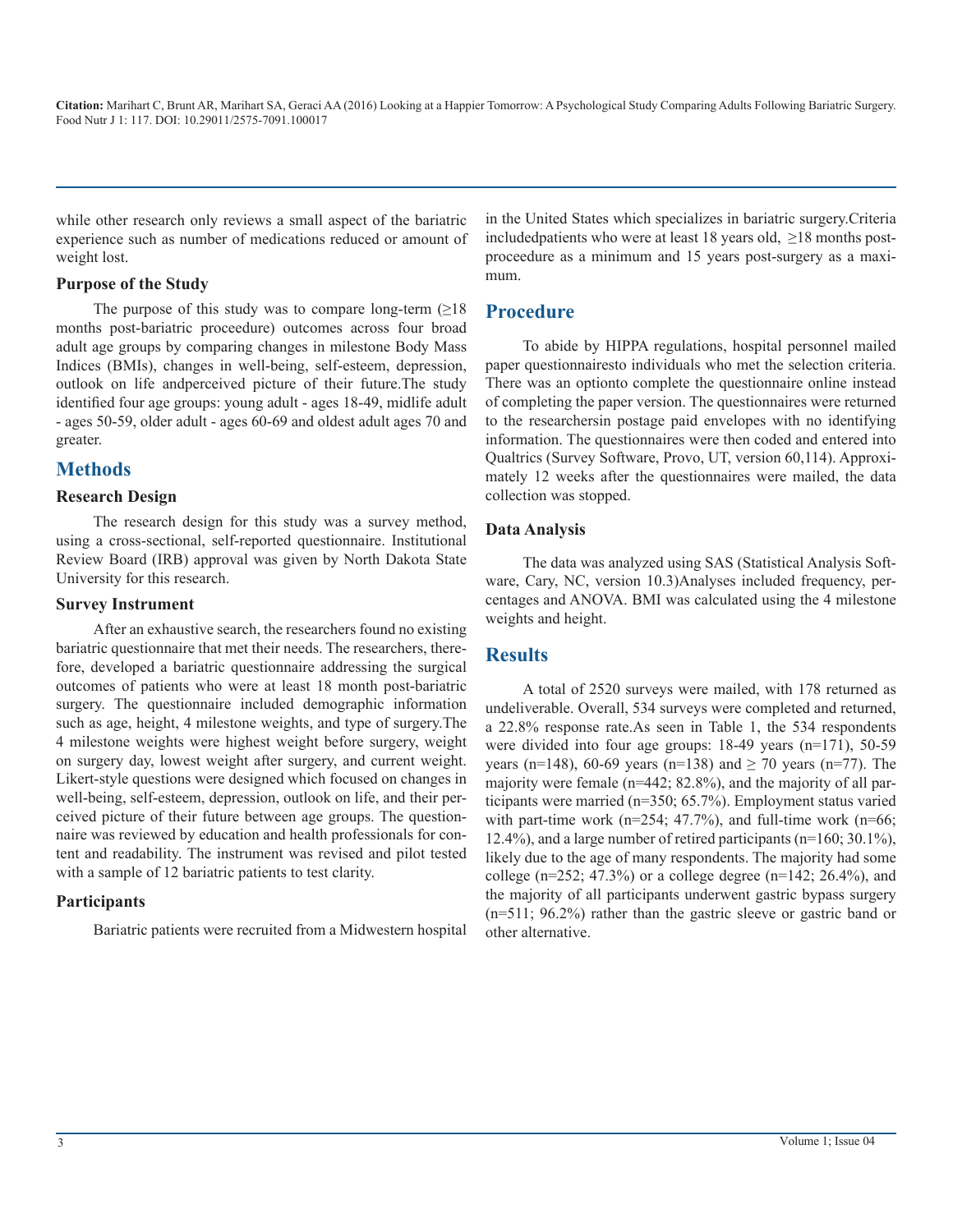while other research only reviews a small aspect of the bariatric experience such as number of medications reduced or amount of weight lost.

### Purpose of the Study

The purpose of this study was to compare long-term (≥18 months post-bariatric proceedure) outcomes across four broad adult age groups by comparing changes in milestone Body Mass Indices (BMIs), changes in well-being, self-esteem, depression, outlook on life andperceived picture of their future.The study identified four age groups: young adult - ages 18-49, midlife adult - ages 50-59, older adult - ages 60-69 and oldest adult ages 70 and greater.

## Methods

### Research Design

The research design for this study was a survey method, using a cross-sectional, self-reported questionnaire. Institutional Review Board (IRB) approval was given by North Dakota State University for this research.

### Survey Instrument

After an exhaustive search, the researchers found no existing bariatric questionnaire that met their needs. The researchers, therefore, developed a bariatric questionnaire addressing the surgical outcomes of patients who were at least 18 month post-bariatric surgery. The questionnaire included demographic information such as age, height, 4 milestone weights, and type of surgery.The 4 milestone weights were highest weight before surgery, weight on surgery day, lowest weight after surgery, and current weight. Likert-style questions were designed which focused on changes in well-being, self-esteem, depression, outlook on life, and their perceived picture of their future between age groups. The questionnaire was reviewed by education and health professionals for content and readability. The instrument was revised and pilot tested with a sample of 12 bariatric patients to test clarity.

### Participants

Bariatric patients were recruited from a Midwestern hospital in the United States which specializes in bariatric surgery.Criteria includedpatients who were at least 18 years old, ≥18 months post-proceedure as a minimum and 15 years post-surgery as a maximum.

## Procedure

To abide by HIPPA regulations, hospital personnel mailed paper questionnairesto individuals who met the selection criteria. There was an optionto complete the questionnaire online instead of completing the paper version. The questionnaires were returned to the researchersin postage paid envelopes with no identifying information. The questionnaires were then coded and entered into Qualtrics (Survey Software, Provo, UT, version 60,114). Approximately 12 weeks after the questionnaires were mailed, the data collection was stopped.

### Data Analysis

The data was analyzed using SAS (Statistical Analysis Software, Cary, NC, version 10.3)Analyses included frequency, percentages and ANOVA. BMI was calculated using the 4 milestone weights and height.

## Results

A total of 2520 surveys were mailed, with 178 returned as undeliverable. Overall, 534 surveys were completed and returned, a 22.8% response rate.As seen in Table 1, the 534 respondents were divided into four age groups: 18-49 years (n=171), 50-59 years (n=148), 60-69 years (n=138) and ≥ 70 years (n=77). The majority were female (n=442; 82.8%), and the majority of all participants were married (n=350; 65.7%). Employment status varied with part-time work (n=254; 47.7%), and full-time work (n=66; 12.4%), and a large number of retired participants (n=160; 30.1%), likely due to the age of many respondents. The majority had some college (n=252; 47.3%) or a college degree (n=142; 26.4%), and the majority of all participants underwent gastric bypass surgery (n=511; 96.2%) rather than the gastric sleeve or gastric band or other alternative.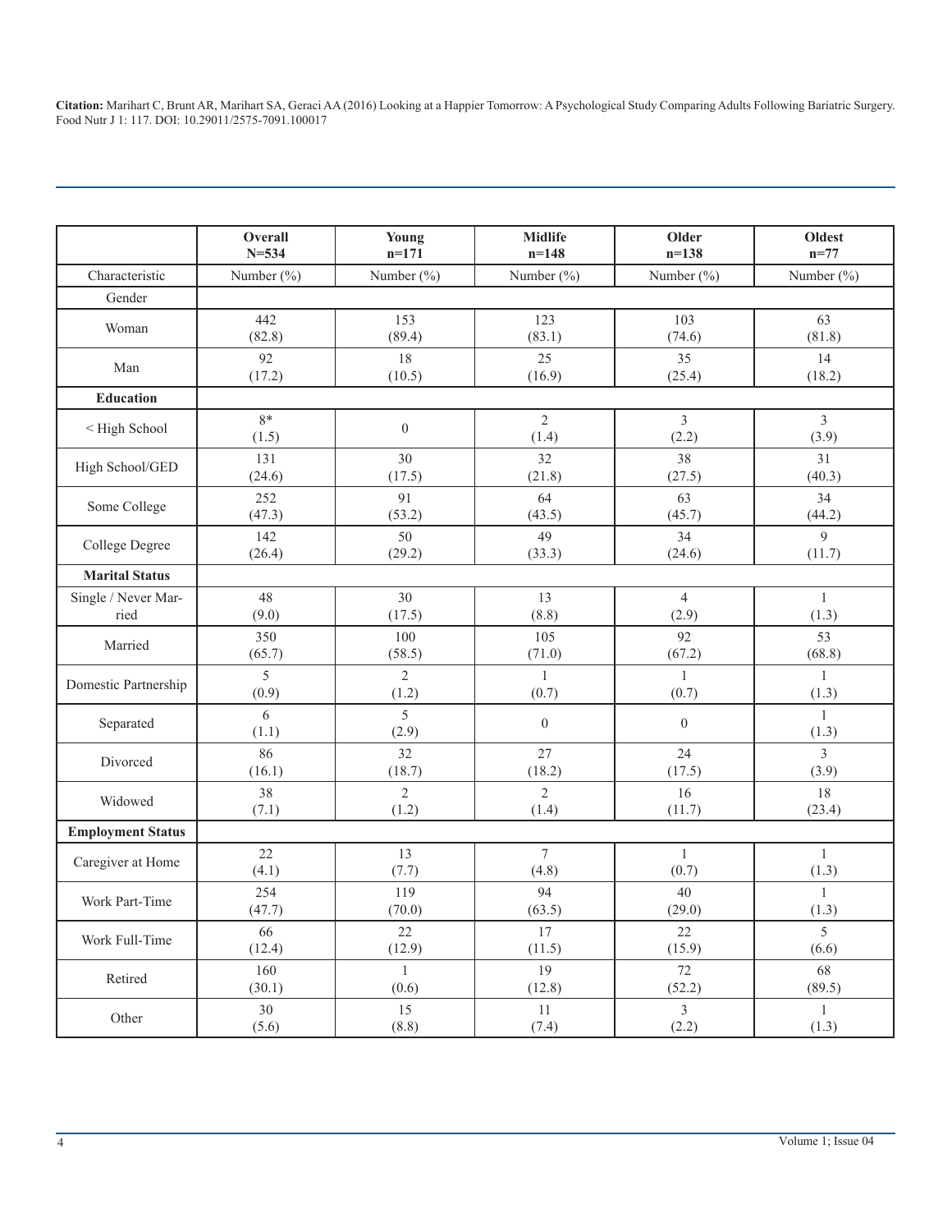| | Overall N=534 | Young n=171 | Midlife n=148 | Older n=138 | Oldest n=77 |
|---|---|---|---|---|---|
| Characteristic | Number (%) | Number (%) | Number (%) | Number (%) | Number (%) |
| Gender | | | | | |
| Woman | 442 (82.8) | 153 (89.4) | 123 (83.1) | 103 (74.6) | 63 (81.8) |
| Man | 92 (17.2) | 18 (10.5) | 25 (16.9) | 35 (25.4) | 14 (18.2) |
| **Education** | | | | | |
| < High School | 8* (1.5) | 0 | 2 (1.4) | 3 (2.2) | 3 (3.9) |
| High School/GED | 131 (24.6) | 30 (17.5) | 32 (21.8) | 38 (27.5) | 31 (40.3) |
| Some College | 252 (47.3) | 91 (53.2) | 64 (43.5) | 63 (45.7) | 34 (44.2) |
| College Degree | 142 (26.4) | 50 (29.2) | 49 (33.3) | 34 (24.6) | 9 (11.7) |
| **Marital Status** | | | | | |
| Single / Never Married | 48 (9.0) | 30 (17.5) | 13 (8.8) | 4 (2.9) | 1 (1.3) |
| Married | 350 (65.7) | 100 (58.5) | 105 (71.0) | 92 (67.2) | 53 (68.8) |
| Domestic Partnership | 5 (0.9) | 2 (1.2) | 1 (0.7) | 1 (0.7) | 1 (1.3) |
| Separated | 6 (1.1) | 5 (2.9) | 0 | 0 | 1 (1.3) |
| Divorced | 86 (16.1) | 32 (18.7) | 27 (18.2) | 24 (17.5) | 3 (3.9) |
| Widowed | 38 (7.1) | 2 (1.2) | 2 (1.4) | 16 (11.7) | 18 (23.4) |
| **Employment Status** | | | | | |
| Caregiver at Home | 22 (4.1) | 13 (7.7) | 7 (4.8) | 1 (0.7) | 1 (1.3) |
| Work Part-Time | 254 (47.7) | 119 (70.0) | 94 (63.5) | 40 (29.0) | 1 (1.3) |
| Work Full-Time | 66 (12.4) | 22 (12.9) | 17 (11.5) | 22 (15.9) | 5 (6.6) |
| Retired | 160 (30.1) | 1 (0.6) | 19 (12.8) | 72 (52.2) | 68 (89.5) |
| Other | 30 (5.6) | 15 (8.8) | 11 (7.4) | 3 (2.2) | 1 (1.3) |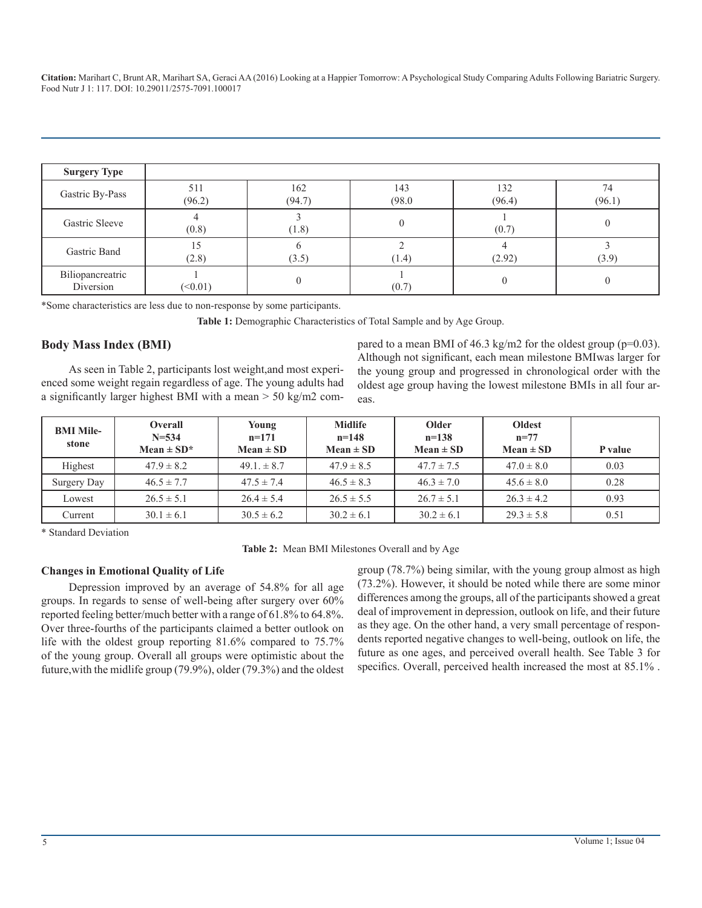| Surgery Type | | | | | |
|---|---|---|---|---|---|
| Gastric By-Pass | 511 (96.2) | 162 (94.7) | 143 (98.0 | 132 (96.4) | 74 (96.1) |
| Gastric Sleeve | 4 (0.8) | 3 (1.8) | 0 | 1 (0.7) | 0 |
| Gastric Band | 15 (2.8) | 6 (3.5) | 2 (1.4) | 4 (2.92) | 3 (3.9) |
| Biliopancreatric Diversion | 1 (<0.01) | 0 | 1 (0.7) | 0 | 0 |

*Some characteristics are less due to non-response by some participants.

**Table 1:** Demographic Characteristics of Total Sample and by Age Group.

## Body Mass Index (BMI)

As seen in Table 2, participants lost weight,and most experienced some weight regain regardless of age. The young adults had a significantly larger highest BMI with a mean > 50 kg/m2 compared to a mean BMI of 46.3 kg/m2 for the oldest group (p=0.03). Although not significant, each mean milestone BMIwas larger for the young group and progressed in chronological order with the oldest age group having the lowest milestone BMIs in all four areas.

| BMI Milestone | Overall N=534 Mean ± SD* | Young n=171 Mean ± SD | Midlife n=148 Mean ± SD | Older n=138 Mean ± SD | Oldest n=77 Mean ± SD | P value |
|---|---|---|---|---|---|---|
| Highest | 47.9 ± 8.2 | 49.1. ± 8.7 | 47.9 ± 8.5 | 47.7 ± 7.5 | 47.0 ± 8.0 | 0.03 |
| Surgery Day | 46.5 ± 7.7 | 47.5 ± 7.4 | 46.5 ± 8.3 | 46.3 ± 7.0 | 45.6 ± 8.0 | 0.28 |
| Lowest | 26.5 ± 5.1 | 26.4 ± 5.4 | 26.5 ± 5.5 | 26.7 ± 5.1 | 26.3 ± 4.2 | 0.93 |
| Current | 30.1 ± 6.1 | 30.5 ± 6.2 | 30.2 ± 6.1 | 30.2 ± 6.1 | 29.3 ± 5.8 | 0.51 |

* Standard Deviation

**Table 2:** Mean BMI Milestones Overall and by Age

### Changes in Emotional Quality of Life

Depression improved by an average of 54.8% for all age groups. In regards to sense of well-being after surgery over 60% reported feeling better/much better with a range of 61.8% to 64.8%. Over three-fourths of the participants claimed a better outlook on life with the oldest group reporting 81.6% compared to 75.7% of the young group. Overall all groups were optimistic about the future,with the midlife group (79.9%), older (79.3%) and the oldest group (78.7%) being similar, with the young group almost as high (73.2%). However, it should be noted while there are some minor differences among the groups, all of the participants showed a great deal of improvement in depression, outlook on life, and their future as they age. On the other hand, a very small percentage of respondents reported negative changes to well-being, outlook on life, the future as one ages, and perceived overall health. See Table 3 for specifics. Overall, perceived health increased the most at 85.1% .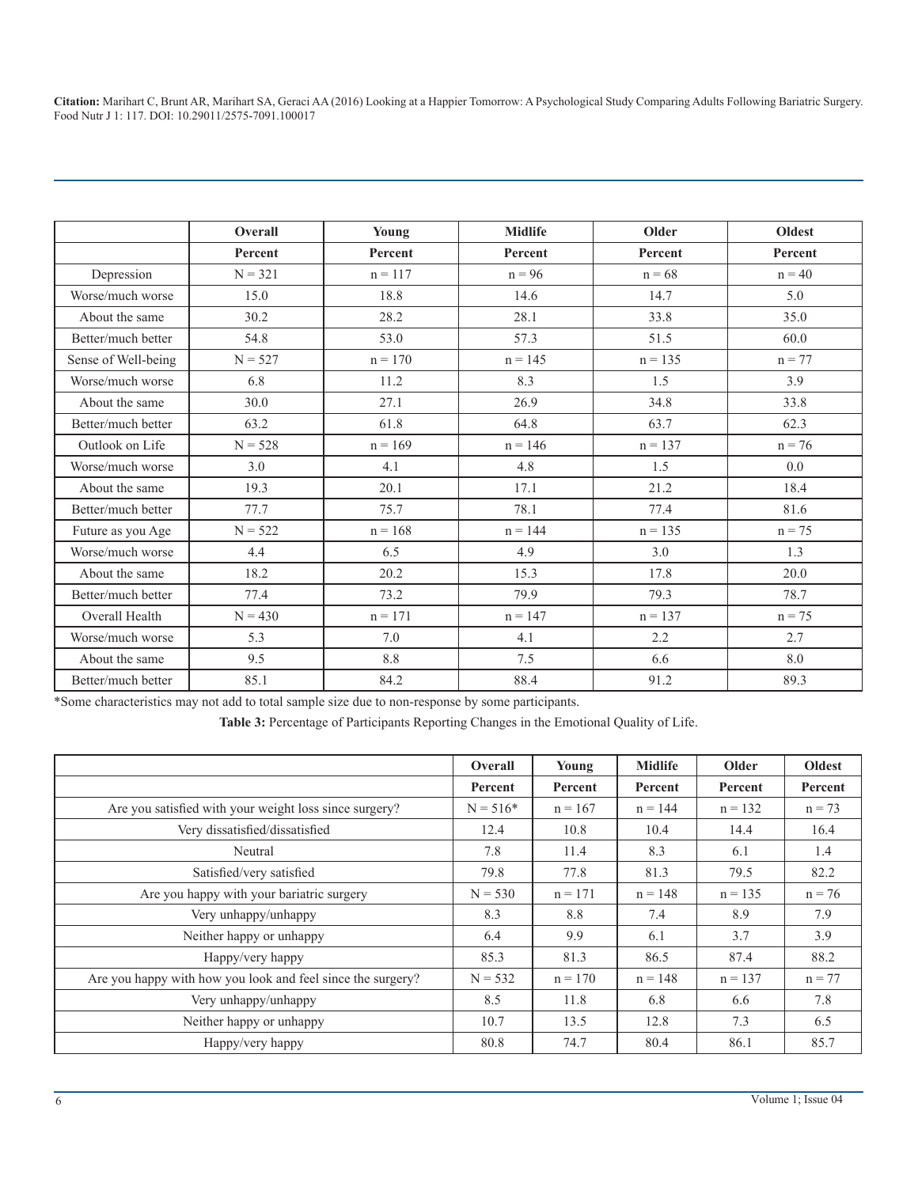| | Overall | Young | Midlife | Older | Oldest |
|---|---|---|---|---|---|
| | Percent | Percent | Percent | Percent | Percent |
| Depression | N = 321 | n = 117 | n = 96 | n = 68 | n = 40 |
| Worse/much worse | 15.0 | 18.8 | 14.6 | 14.7 | 5.0 |
| About the same | 30.2 | 28.2 | 28.1 | 33.8 | 35.0 |
| Better/much better | 54.8 | 53.0 | 57.3 | 51.5 | 60.0 |
| Sense of Well-being | N = 527 | n = 170 | n = 145 | n = 135 | n = 77 |
| Worse/much worse | 6.8 | 11.2 | 8.3 | 1.5 | 3.9 |
| About the same | 30.0 | 27.1 | 26.9 | 34.8 | 33.8 |
| Better/much better | 63.2 | 61.8 | 64.8 | 63.7 | 62.3 |
| Outlook on Life | N = 528 | n = 169 | n = 146 | n = 137 | n = 76 |
| Worse/much worse | 3.0 | 4.1 | 4.8 | 1.5 | 0.0 |
| About the same | 19.3 | 20.1 | 17.1 | 21.2 | 18.4 |
| Better/much better | 77.7 | 75.7 | 78.1 | 77.4 | 81.6 |
| Future as you Age | N = 522 | n = 168 | n = 144 | n = 135 | n = 75 |
| Worse/much worse | 4.4 | 6.5 | 4.9 | 3.0 | 1.3 |
| About the same | 18.2 | 20.2 | 15.3 | 17.8 | 20.0 |
| Better/much better | 77.4 | 73.2 | 79.9 | 79.3 | 78.7 |
| Overall Health | N = 430 | n = 171 | n = 147 | n = 137 | n = 75 |
| Worse/much worse | 5.3 | 7.0 | 4.1 | 2.2 | 2.7 |
| About the same | 9.5 | 8.8 | 7.5 | 6.6 | 8.0 |
| Better/much better | 85.1 | 84.2 | 88.4 | 91.2 | 89.3 |

*Some characteristics may not add to total sample size due to non-response by some participants.

**Table 3:** Percentage of Participants Reporting Changes in the Emotional Quality of Life.

| | Overall | Young | Midlife | Older | Oldest |
|---|---|---|---|---|---|
| | Percent | Percent | Percent | Percent | Percent |
| Are you satisfied with your weight loss since surgery? | N = 516* | n = 167 | n = 144 | n = 132 | n = 73 |
| Very dissatisfied/dissatisfied | 12.4 | 10.8 | 10.4 | 14.4 | 16.4 |
| Neutral | 7.8 | 11.4 | 8.3 | 6.1 | 1.4 |
| Satisfied/very satisfied | 79.8 | 77.8 | 81.3 | 79.5 | 82.2 |
| Are you happy with your bariatric surgery | N = 530 | n = 171 | n = 148 | n = 135 | n = 76 |
| Very unhappy/unhappy | 8.3 | 8.8 | 7.4 | 8.9 | 7.9 |
| Neither happy or unhappy | 6.4 | 9.9 | 6.1 | 3.7 | 3.9 |
| Happy/very happy | 85.3 | 81.3 | 86.5 | 87.4 | 88.2 |
| Are you happy with how you look and feel since the surgery? | N = 532 | n = 170 | n = 148 | n = 137 | n = 77 |
| Very unhappy/unhappy | 8.5 | 11.8 | 6.8 | 6.6 | 7.8 |
| Neither happy or unhappy | 10.7 | 13.5 | 12.8 | 7.3 | 6.5 |
| Happy/very happy | 80.8 | 74.7 | 80.4 | 86.1 | 85.7 |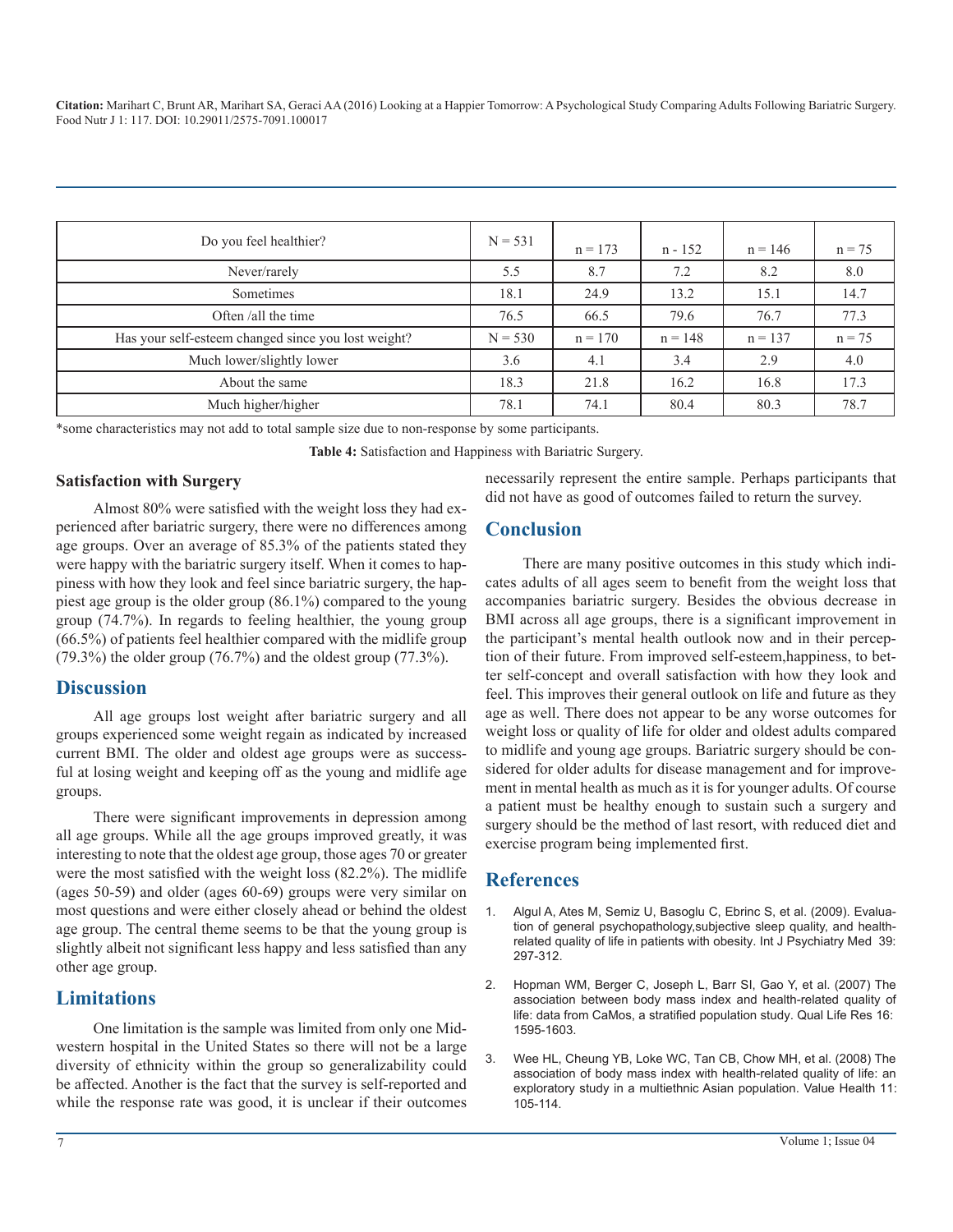| Do you feel healthier? | N = 531 | n = 173 | n - 152 | n = 146 | n = 75 |
|---|---|---|---|---|---|
| Never/rarely | 5.5 | 8.7 | 7.2 | 8.2 | 8.0 |
| Sometimes | 18.1 | 24.9 | 13.2 | 15.1 | 14.7 |
| Often /all the time | 76.5 | 66.5 | 79.6 | 76.7 | 77.3 |
| Has your self-esteem changed since you lost weight? | N = 530 | n = 170 | n = 148 | n = 137 | n = 75 |
| Much lower/slightly lower | 3.6 | 4.1 | 3.4 | 2.9 | 4.0 |
| About the same | 18.3 | 21.8 | 16.2 | 16.8 | 17.3 |
| Much higher/higher | 78.1 | 74.1 | 80.4 | 80.3 | 78.7 |

*some characteristics may not add to total sample size due to non-response by some participants.

**Table 4:** Satisfaction and Happiness with Bariatric Surgery.

### Satisfaction with Surgery

Almost 80% were satisfied with the weight loss they had experienced after bariatric surgery, there were no differences among age groups. Over an average of 85.3% of the patients stated they were happy with the bariatric surgery itself. When it comes to happiness with how they look and feel since bariatric surgery, the happiest age group is the older group (86.1%) compared to the young group (74.7%). In regards to feeling healthier, the young group (66.5%) of patients feel healthier compared with the midlife group (79.3%) the older group (76.7%) and the oldest group (77.3%).

## Discussion

All age groups lost weight after bariatric surgery and all groups experienced some weight regain as indicated by increased current BMI. The older and oldest age groups were as successful at losing weight and keeping off as the young and midlife age groups.

There were significant improvements in depression among all age groups. While all the age groups improved greatly, it was interesting to note that the oldest age group, those ages 70 or greater were the most satisfied with the weight loss (82.2%). The midlife (ages 50-59) and older (ages 60-69) groups were very similar on most questions and were either closely ahead or behind the oldest age group. The central theme seems to be that the young group is slightly albeit not significant less happy and less satisfied than any other age group.

## Limitations

One limitation is the sample was limited from only one Midwestern hospital in the United States so there will not be a large diversity of ethnicity within the group so generalizability could be affected. Another is the fact that the survey is self-reported and while the response rate was good, it is unclear if their outcomes necessarily represent the entire sample. Perhaps participants that did not have as good of outcomes failed to return the survey.

## Conclusion

There are many positive outcomes in this study which indicates adults of all ages seem to benefit from the weight loss that accompanies bariatric surgery. Besides the obvious decrease in BMI across all age groups, there is a significant improvement in the participant's mental health outlook now and in their perception of their future. From improved self-esteem,happiness, to better self-concept and overall satisfaction with how they look and feel. This improves their general outlook on life and future as they age as well. There does not appear to be any worse outcomes for weight loss or quality of life for older and oldest adults compared to midlife and young age groups. Bariatric surgery should be considered for older adults for disease management and for improvement in mental health as much as it is for younger adults. Of course a patient must be healthy enough to sustain such a surgery and surgery should be the method of last resort, with reduced diet and exercise program being implemented first.

## References

1. Algul A, Ates M, Semiz U, Basoglu C, Ebrinc S, et al. (2009). Evaluation of general psychopathology,subjective sleep quality, and health-related quality of life in patients with obesity. Int J Psychiatry Med 39: 297-312.
2. Hopman WM, Berger C, Joseph L, Barr SI, Gao Y, et al. (2007) The association between body mass index and health-related quality of life: data from CaMos, a stratified population study. Qual Life Res 16: 1595-1603.
3. Wee HL, Cheung YB, Loke WC, Tan CB, Chow MH, et al. (2008) The association of body mass index with health-related quality of life: an exploratory study in a multiethnic Asian population. Value Health 11: 105-114.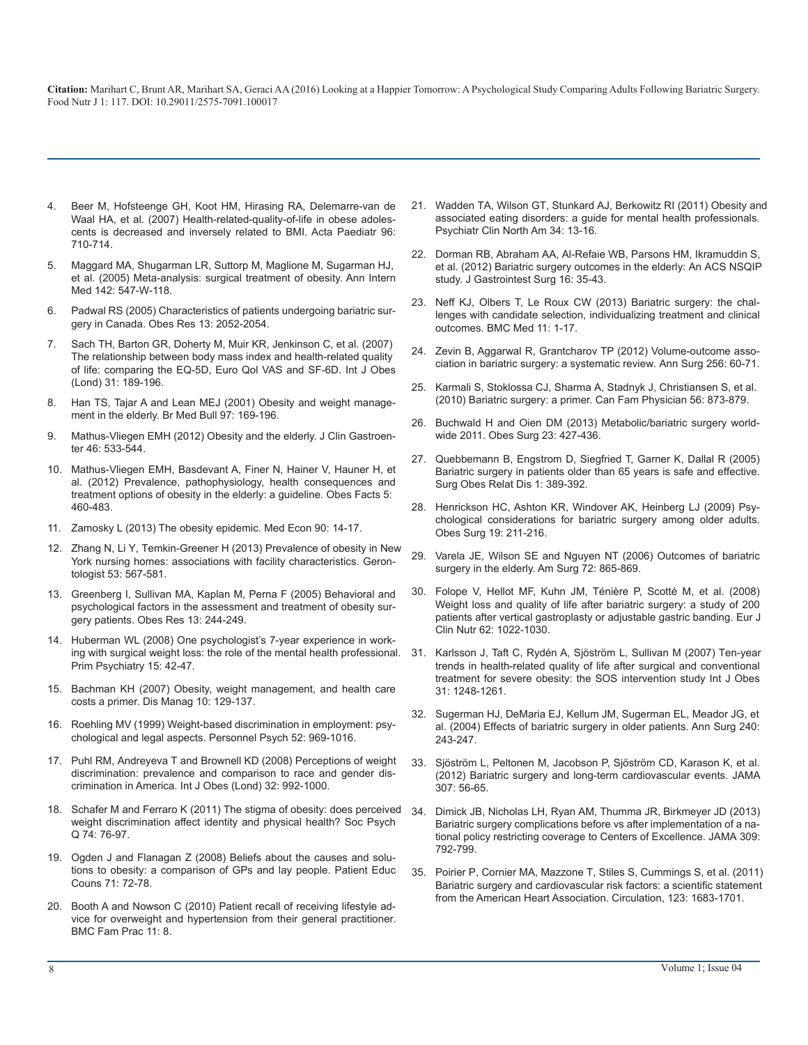4. Beer M, Hofsteenge GH, Koot HM, Hirasing RA, Delemarre-van de Waal HA, et al. (2007) Health-related-quality-of-life in obese adolescents is decreased and inversely related to BMI. Acta Paediatr 96: 710-714.

5. Maggard MA, Shugarman LR, Suttorp M, Maglione M, Sugarman HJ, et al. (2005) Meta-analysis: surgical treatment of obesity. Ann Intern Med 142: 547-W-118.

6. Padwal RS (2005) Characteristics of patients undergoing bariatric surgery in Canada. Obes Res 13: 2052-2054.

7. Sach TH, Barton GR, Doherty M, Muir KR, Jenkinson C, et al. (2007) The relationship between body mass index and health-related quality of life: comparing the EQ-5D, Euro Qol VAS and SF-6D. Int J Obes (Lond) 31: 189-196.

8. Han TS, Tajar A and Lean MEJ (2001) Obesity and weight management in the elderly. Br Med Bull 97: 169-196.

9. Mathus-Vliegen EMH (2012) Obesity and the elderly. J Clin Gastroenter 46: 533-544.

10. Mathus-Vliegen EMH, Basdevant A, Finer N, Hainer V, Hauner H, et al. (2012) Prevalence, pathophysiology, health consequences and treatment options of obesity in the elderly: a guideline. Obes Facts 5: 460-483.

11. Zamosky L (2013) The obesity epidemic. Med Econ 90: 14-17.

12. Zhang N, Li Y, Temkin-Greener H (2013) Prevalence of obesity in New York nursing homes: associations with facility characteristics. Gerontologist 53: 567-581.

13. Greenberg I, Sullivan MA, Kaplan M, Perna F (2005) Behavioral and psychological factors in the assessment and treatment of obesity surgery patients. Obes Res 13: 244-249.

14. Huberman WL (2008) One psychologist's 7-year experience in working with surgical weight loss: the role of the mental health professional. Prim Psychiatry 15: 42-47.

15. Bachman KH (2007) Obesity, weight management, and health care costs a primer. Dis Manag 10: 129-137.

16. Roehling MV (1999) Weight-based discrimination in employment: psychological and legal aspects. Personnel Psych 52: 969-1016.

17. Puhl RM, Andreyeva T and Brownell KD (2008) Perceptions of weight discrimination: prevalence and comparison to race and gender discrimination in America. Int J Obes (Lond) 32: 992-1000.

18. Schafer M and Ferraro K (2011) The stigma of obesity: does perceived weight discrimination affect identity and physical health? Soc Psych Q 74: 76-97.

19. Ogden J and Flanagan Z (2008) Beliefs about the causes and solutions to obesity: a comparison of GPs and lay people. Patient Educ Couns 71: 72-78.

20. Booth A and Nowson C (2010) Patient recall of receiving lifestyle advice for overweight and hypertension from their general practitioner. BMC Fam Prac 11: 8.

21. Wadden TA, Wilson GT, Stunkard AJ, Berkowitz RI (2011) Obesity and associated eating disorders: a guide for mental health professionals. Psychiatr Clin North Am 34: 13-16.

22. Dorman RB, Abraham AA, Al-Refaie WB, Parsons HM, Ikramuddin S, et al. (2012) Bariatric surgery outcomes in the elderly: An ACS NSQIP study. J Gastrointest Surg 16: 35-43.

23. Neff KJ, Olbers T, Le Roux CW (2013) Bariatric surgery: the challenges with candidate selection, individualizing treatment and clinical outcomes. BMC Med 11: 1-17.

24. Zevin B, Aggarwal R, Grantcharov TP (2012) Volume-outcome association in bariatric surgery: a systematic review. Ann Surg 256: 60-71.

25. Karmali S, Stoklossa CJ, Sharma A, Stadnyk J, Christiansen S, et al. (2010) Bariatric surgery: a primer. Can Fam Physician 56: 873-879.

26. Buchwald H and Oien DM (2013) Metabolic/bariatric surgery worldwide 2011. Obes Surg 23: 427-436.

27. Quebbemann B, Engstrom D, Siegfried T, Garner K, Dallal R (2005) Bariatric surgery in patients older than 65 years is safe and effective. Surg Obes Relat Dis 1: 389-392.

28. Henrickson HC, Ashton KR, Windover AK, Heinberg LJ (2009) Psychological considerations for bariatric surgery among older adults. Obes Surg 19: 211-216.

29. Varela JE, Wilson SE and Nguyen NT (2006) Outcomes of bariatric surgery in the elderly. Am Surg 72: 865-869.

30. Folope V, Hellot MF, Kuhn JM, Ténière P, Scotté M, et al. (2008) Weight loss and quality of life after bariatric surgery: a study of 200 patients after vertical gastroplasty or adjustable gastric banding. Eur J Clin Nutr 62: 1022-1030.

31. Karlsson J, Taft C, Rydén A, Sjöström L, Sullivan M (2007) Ten-year trends in health-related quality of life after surgical and conventional treatment for severe obesity: the SOS intervention study Int J Obes 31: 1248-1261.

32. Sugerman HJ, DeMaria EJ, Kellum JM, Sugerman EL, Meador JG, et al. (2004) Effects of bariatric surgery in older patients. Ann Surg 240: 243-247.

33. Sjöström L, Peltonen M, Jacobson P, Sjöström CD, Karason K, et al. (2012) Bariatric surgery and long-term cardiovascular events. JAMA 307: 56-65.

34. Dimick JB, Nicholas LH, Ryan AM, Thumma JR, Birkmeyer JD (2013) Bariatric surgery complications before vs after implementation of a national policy restricting coverage to Centers of Excellence. JAMA 309: 792-799.

35. Poirier P, Cornier MA, Mazzone T, Stiles S, Cummings S, et al. (2011) Bariatric surgery and cardiovascular risk factors: a scientific statement from the American Heart Association. Circulation, 123: 1683-1701.